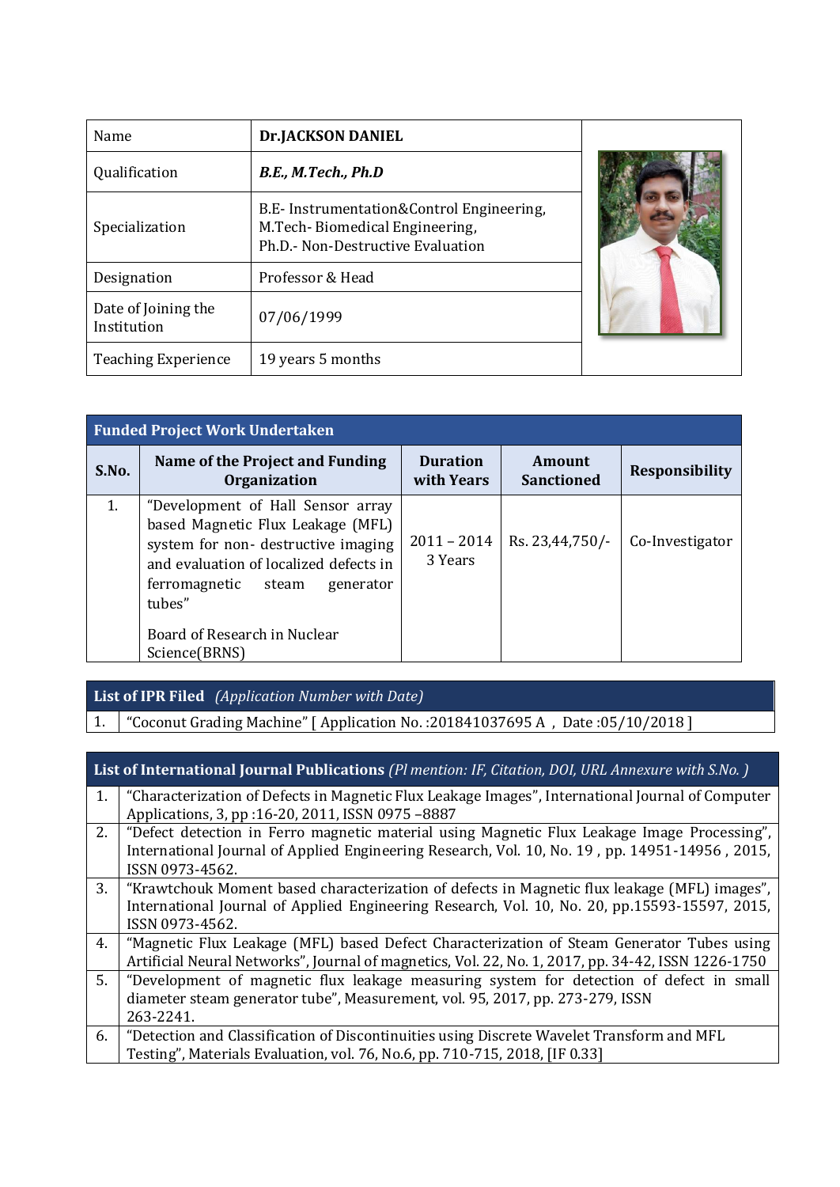| Name | Dr.JACKSON DANIEL |
|---|---|
| Qualification | ***B.E., M.Tech., Ph.D*** |
| Specialization | B.E- Instrumentation&Control Engineering, M.Tech- Biomedical Engineering, Ph.D.- Non-Destructive Evaluation |
| Designation | Professor & Head |
| Date of Joining the Institution | 07/06/1999 |
| Teaching Experience | 19 years 5 months |

**Funded Project Work Undertaken**

| S.No. | Name of the Project and Funding Organization | Duration with Years | Amount Sanctioned | Responsibility |
|---|---|---|---|---|
| 1. | "Development of Hall Sensor array based Magnetic Flux Leakage (MFL) system for non- destructive imaging and evaluation of localized defects in ferromagnetic steam generator tubes"<br><br>Board of Research in Nuclear Science(BRNS) | 2011 – 2014<br>3 Years | Rs. 23,44,750/- | Co-Investigator |

**List of IPR Filed** *(Application Number with Date)*

1. "Coconut Grading Machine" [ Application No. :201841037695 A , Date :05/10/2018 ]

**List of International Journal Publications** *(Pl mention: IF, Citation, DOI, URL Annexure with S.No. )*

1. "Characterization of Defects in Magnetic Flux Leakage Images", International Journal of Computer Applications, 3, pp :16-20, 2011, ISSN 0975 –8887
2. "Defect detection in Ferro magnetic material using Magnetic Flux Leakage Image Processing", International Journal of Applied Engineering Research, Vol. 10, No. 19 , pp. 14951-14956 , 2015, ISSN 0973-4562.
3. "Krawtchouk Moment based characterization of defects in Magnetic flux leakage (MFL) images", International Journal of Applied Engineering Research, Vol. 10, No. 20, pp.15593-15597, 2015, ISSN 0973-4562.
4. "Magnetic Flux Leakage (MFL) based Defect Characterization of Steam Generator Tubes using Artificial Neural Networks", Journal of magnetics, Vol. 22, No. 1, 2017, pp. 34-42, ISSN 1226-1750
5. "Development of magnetic flux leakage measuring system for detection of defect in small diameter steam generator tube", Measurement, vol. 95, 2017, pp. 273-279, ISSN 263-2241.
6. "Detection and Classification of Discontinuities using Discrete Wavelet Transform and MFL Testing", Materials Evaluation, vol. 76, No.6, pp. 710-715, 2018, [IF 0.33]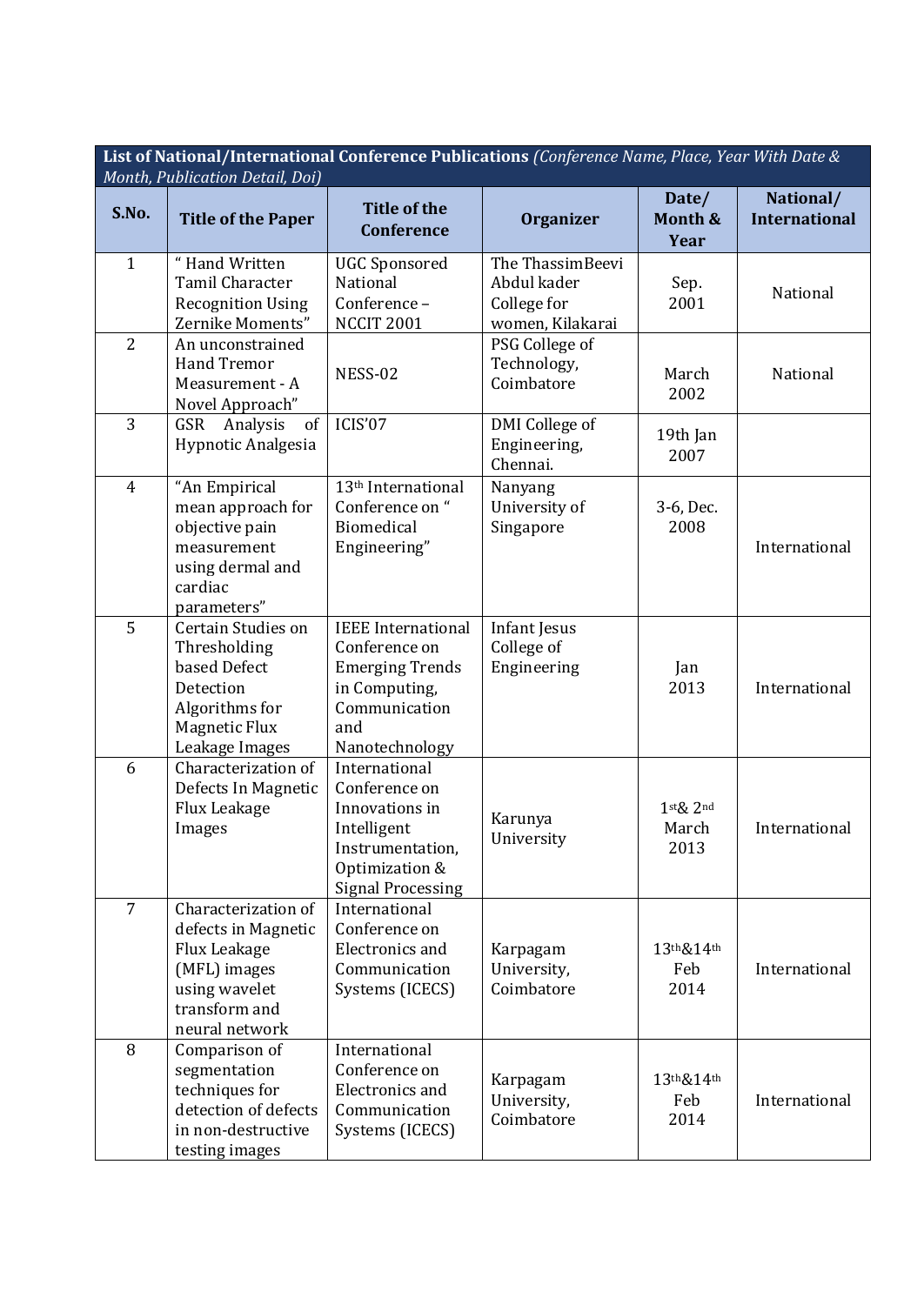| **List of National/International Conference Publications** *(Conference Name, Place, Year With Date & Month, Publication Detail, Doi)* | | | | | |
|---|---|---|---|---|---|
| **S.No.** | **Title of the Paper** | **Title of the Conference** | **Organizer** | **Date/ Month & Year** | **National/ International** |
| 1 | " Hand Written Tamil Character Recognition Using Zernike Moments" | UGC Sponsored National Conference – NCCIT 2001 | The ThassimBeevi Abdul kader College for women, Kilakarai | Sep. 2001 | National |
| 2 | An unconstrained Hand Tremor Measurement - A Novel Approach" | NESS-02 | PSG College of Technology, Coimbatore | March 2002 | National |
| 3 | GSR Analysis of Hypnotic Analgesia | ICIS'07 | DMI College of Engineering, Chennai. | 19th Jan 2007 | |
| 4 | "An Empirical mean approach for objective pain measurement using dermal and cardiac parameters" | 13th International Conference on " Biomedical Engineering" | Nanyang University of Singapore | 3-6, Dec. 2008 | International |
| 5 | Certain Studies on Thresholding based Defect Detection Algorithms for Magnetic Flux Leakage Images | IEEE International Conference on Emerging Trends in Computing, Communication and Nanotechnology | Infant Jesus College of Engineering | Jan 2013 | International |
| 6 | Characterization of Defects In Magnetic Flux Leakage Images | International Conference on Innovations in Intelligent Instrumentation, Optimization & Signal Processing | Karunya University | 1st& 2nd March 2013 | International |
| 7 | Characterization of defects in Magnetic Flux Leakage (MFL) images using wavelet transform and neural network | International Conference on Electronics and Communication Systems (ICECS) | Karpagam University, Coimbatore | 13th&14th Feb 2014 | International |
| 8 | Comparison of segmentation techniques for detection of defects in non-destructive testing images | International Conference on Electronics and Communication Systems (ICECS) | Karpagam University, Coimbatore | 13th&14th Feb 2014 | International |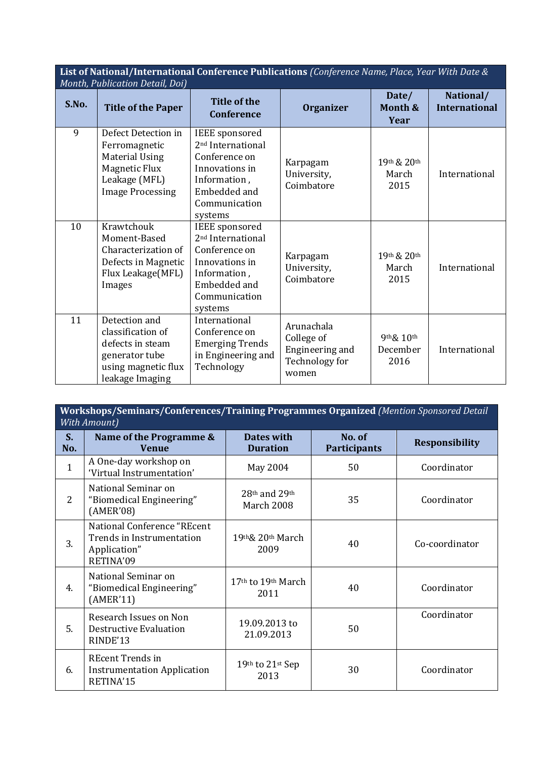**List of National/International Conference Publications** *(Conference Name, Place, Year With Date & Month, Publication Detail, Doi)*

| S.No. | Title of the Paper | Title of the Conference | Organizer | Date/ Month & Year | National/ International |
|---|---|---|---|---|---|
| 9 | Defect Detection in Ferromagnetic Material Using Magnetic Flux Leakage (MFL) Image Processing | IEEE sponsored 2nd International Conference on Innovations in Information , Embedded and Communication systems | Karpagam University, Coimbatore | 19th & 20th March 2015 | International |
| 10 | Krawtchouk Moment-Based Characterization of Defects in Magnetic Flux Leakage(MFL) Images | IEEE sponsored 2nd International Conference on Innovations in Information , Embedded and Communication systems | Karpagam University, Coimbatore | 19th & 20th March 2015 | International |
| 11 | Detection and classification of defects in steam generator tube using magnetic flux leakage Imaging | International Conference on Emerging Trends in Engineering and Technology | Arunachala College of Engineering and Technology for women | 9th& 10th December 2016 | International |

**Workshops/Seminars/Conferences/Training Programmes Organized** *(Mention Sponsored Detail With Amount)*

| S. No. | Name of the Programme & Venue | Dates with Duration | No. of Participants | Responsibility |
|---|---|---|---|---|
| 1 | A One-day workshop on 'Virtual Instrumentation' | May 2004 | 50 | Coordinator |
| 2 | National Seminar on "Biomedical Engineering" (AMER'08) | 28th and 29th March 2008 | 35 | Coordinator |
| 3. | National Conference "REcent Trends in Instrumentation Application" RETINA'09 | 19th& 20th March 2009 | 40 | Co-coordinator |
| 4. | National Seminar on "Biomedical Engineering" (AMER'11) | 17th to 19th March 2011 | 40 | Coordinator |
| 5. | Research Issues on Non Destructive Evaluation RINDE'13 | 19.09.2013 to 21.09.2013 | 50 | Coordinator |
| 6. | REcent Trends in Instrumentation Application RETINA'15 | 19th to 21st Sep 2013 | 30 | Coordinator |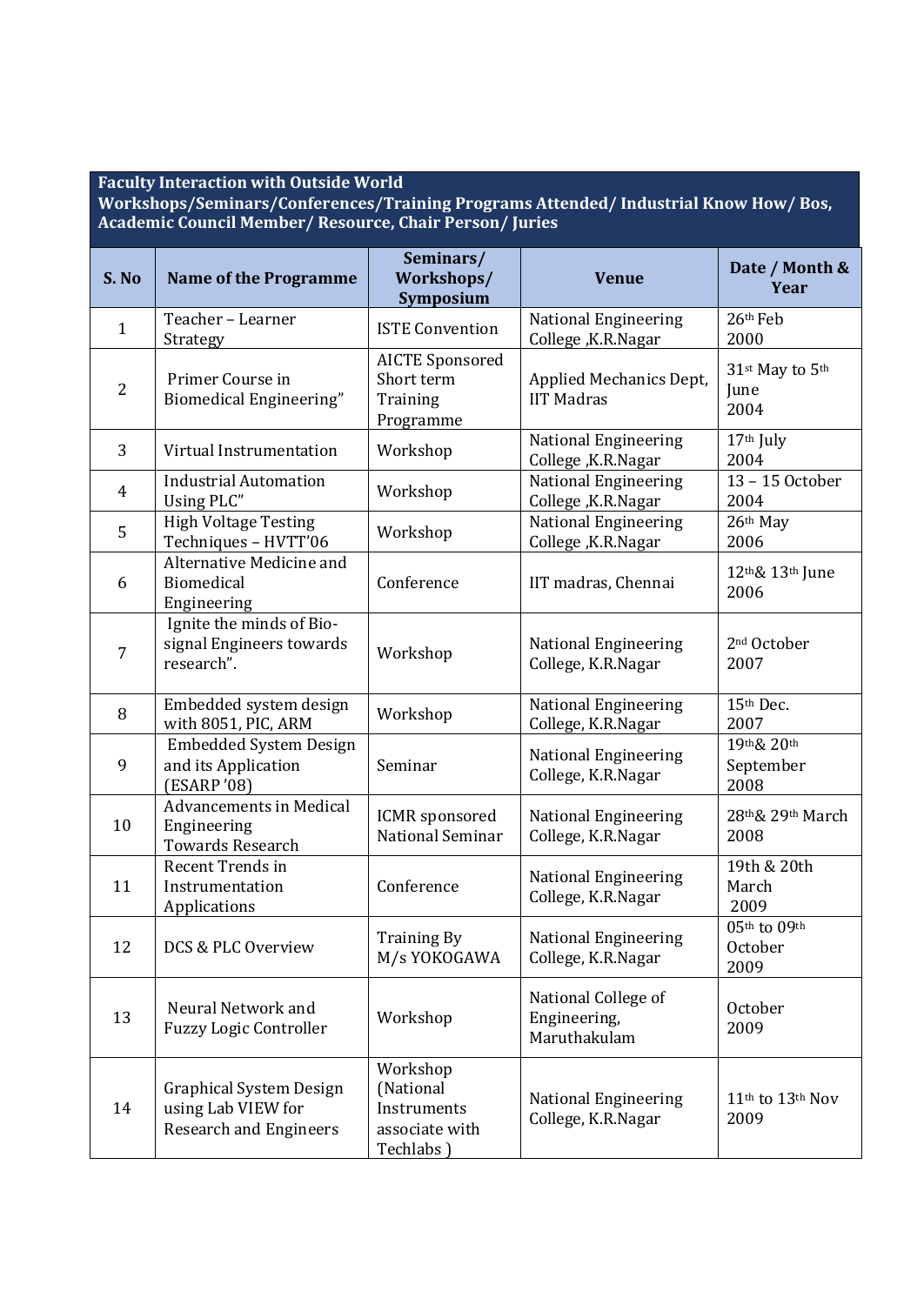**Faculty Interaction with Outside World**
**Workshops/Seminars/Conferences/Training Programs Attended/ Industrial Know How/ Bos, Academic Council Member/ Resource, Chair Person/ Juries**

| S. No | Name of the Programme | Seminars/ Workshops/ Symposium | Venue | Date / Month & Year |
|---|---|---|---|---|
| 1 | Teacher – Learner Strategy | ISTE Convention | National Engineering College ,K.R.Nagar | 26th Feb 2000 |
| 2 | Primer Course in Biomedical Engineering" | AICTE Sponsored Short term Training Programme | Applied Mechanics Dept, IIT Madras | 31st May to 5th June 2004 |
| 3 | Virtual Instrumentation | Workshop | National Engineering College ,K.R.Nagar | 17th July 2004 |
| 4 | Industrial Automation Using PLC" | Workshop | National Engineering College ,K.R.Nagar | 13 – 15 October 2004 |
| 5 | High Voltage Testing Techniques – HVTT'06 | Workshop | National Engineering College ,K.R.Nagar | 26th May 2006 |
| 6 | Alternative Medicine and Biomedical Engineering | Conference | IIT madras, Chennai | 12th& 13th June 2006 |
| 7 | Ignite the minds of Bio-signal Engineers towards research". | Workshop | National Engineering College, K.R.Nagar | 2nd October 2007 |
| 8 | Embedded system design with 8051, PIC, ARM | Workshop | National Engineering College, K.R.Nagar | 15th Dec. 2007 |
| 9 | Embedded System Design and its Application (ESARP '08) | Seminar | National Engineering College, K.R.Nagar | 19th& 20th September 2008 |
| 10 | Advancements in Medical Engineering Towards Research | ICMR sponsored National Seminar | National Engineering College, K.R.Nagar | 28th& 29th March 2008 |
| 11 | Recent Trends in Instrumentation Applications | Conference | National Engineering College, K.R.Nagar | 19th & 20th March 2009 |
| 12 | DCS & PLC Overview | Training By M/s YOKOGAWA | National Engineering College, K.R.Nagar | 05th to 09th October 2009 |
| 13 | Neural Network and Fuzzy Logic Controller | Workshop | National College of Engineering, Maruthakulam | October 2009 |
| 14 | Graphical System Design using Lab VIEW for Research and Engineers | Workshop (National Instruments associate with Techlabs ) | National Engineering College, K.R.Nagar | 11th to 13th Nov 2009 |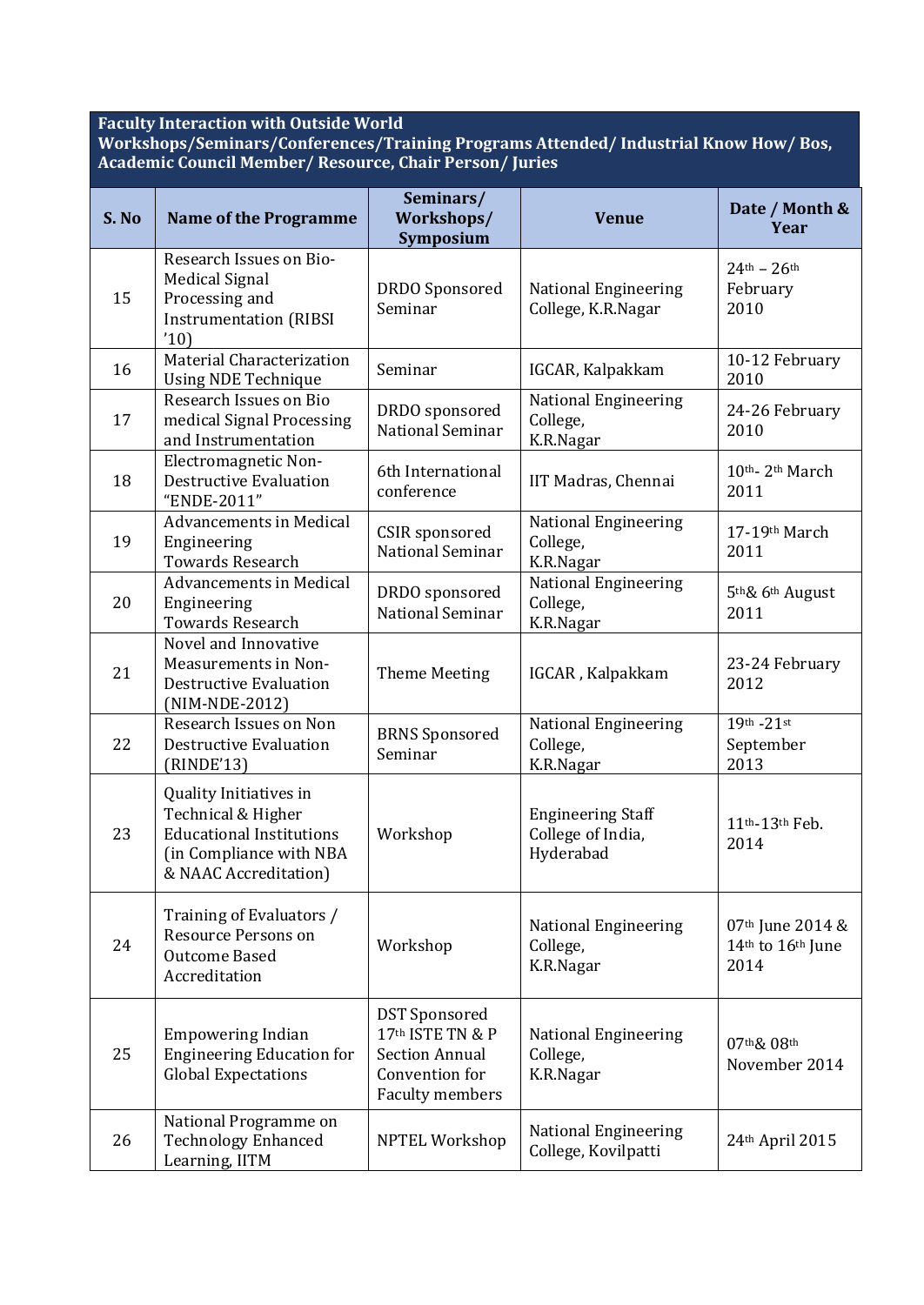**Faculty Interaction with Outside World**
**Workshops/Seminars/Conferences/Training Programs Attended/ Industrial Know How/ Bos, Academic Council Member/ Resource, Chair Person/ Juries**

| S. No | Name of the Programme | Seminars/ Workshops/ Symposium | Venue | Date / Month & Year |
|---|---|---|---|---|
| 15 | Research Issues on Bio-Medical Signal Processing and Instrumentation (RIBSI '10) | DRDO Sponsored Seminar | National Engineering College, K.R.Nagar | 24th – 26th February 2010 |
| 16 | Material Characterization Using NDE Technique | Seminar | IGCAR, Kalpakkam | 10-12 February 2010 |
| 17 | Research Issues on Bio medical Signal Processing and Instrumentation | DRDO sponsored National Seminar | National Engineering College, K.R.Nagar | 24-26 February 2010 |
| 18 | Electromagnetic Non-Destructive Evaluation "ENDE-2011" | 6th International conference | IIT Madras, Chennai | 10th- 2th March 2011 |
| 19 | Advancements in Medical Engineering Towards Research | CSIR sponsored National Seminar | National Engineering College, K.R.Nagar | 17-19th March 2011 |
| 20 | Advancements in Medical Engineering Towards Research | DRDO sponsored National Seminar | National Engineering College, K.R.Nagar | 5th& 6th August 2011 |
| 21 | Novel and Innovative Measurements in Non-Destructive Evaluation (NIM-NDE-2012) | Theme Meeting | IGCAR , Kalpakkam | 23-24 February 2012 |
| 22 | Research Issues on Non Destructive Evaluation (RINDE'13) | BRNS Sponsored Seminar | National Engineering College, K.R.Nagar | 19th -21st September 2013 |
| 23 | Quality Initiatives in Technical & Higher Educational Institutions (in Compliance with NBA & NAAC Accreditation) | Workshop | Engineering Staff College of India, Hyderabad | 11th-13th Feb. 2014 |
| 24 | Training of Evaluators / Resource Persons on Outcome Based Accreditation | Workshop | National Engineering College, K.R.Nagar | 07th June 2014 & 14th to 16th June 2014 |
| 25 | Empowering Indian Engineering Education for Global Expectations | DST Sponsored 17th ISTE TN & P Section Annual Convention for Faculty members | National Engineering College, K.R.Nagar | 07th& 08th November 2014 |
| 26 | National Programme on Technology Enhanced Learning, IITM | NPTEL Workshop | National Engineering College, Kovilpatti | 24th April 2015 |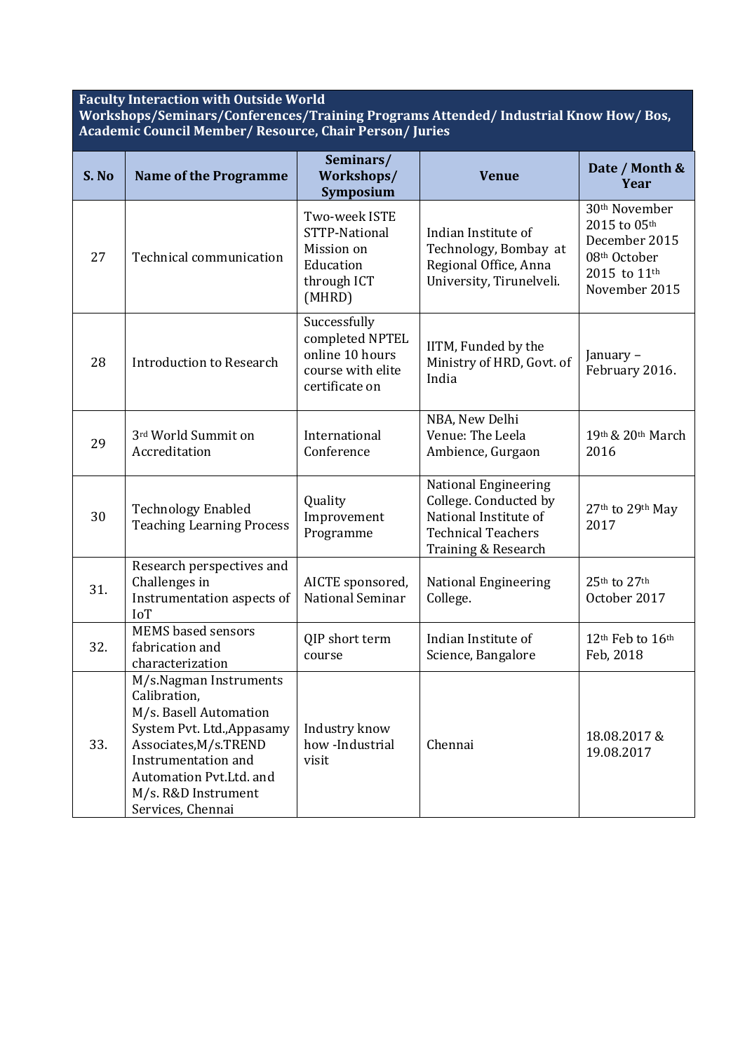| Faculty Interaction with Outside World<br>Workshops/Seminars/Conferences/Training Programs Attended/ Industrial Know How/ Bos, Academic Council Member/ Resource, Chair Person/ Juries | | | | |
|---|---|---|---|---|
| **S. No** | **Name of the Programme** | **Seminars/ Workshops/ Symposium** | **Venue** | **Date / Month & Year** |
| 27 | Technical communication | Two-week ISTE STTP-National Mission on Education through ICT (MHRD) | Indian Institute of Technology, Bombay at Regional Office, Anna University, Tirunelveli. | 30th November 2015 to 05th December 2015 08th October 2015 to 11th November 2015 |
| 28 | Introduction to Research | Successfully completed NPTEL online 10 hours course with elite certificate on | IITM, Funded by the Ministry of HRD, Govt. of India | January – February 2016. |
| 29 | 3rd World Summit on Accreditation | International Conference | NBA, New Delhi Venue: The Leela Ambience, Gurgaon | 19th & 20th March 2016 |
| 30 | Technology Enabled Teaching Learning Process | Quality Improvement Programme | National Engineering College. Conducted by National Institute of Technical Teachers Training & Research | 27th to 29th May 2017 |
| 31. | Research perspectives and Challenges in Instrumentation aspects of IoT | AICTE sponsored, National Seminar | National Engineering College. | 25th to 27th October 2017 |
| 32. | MEMS based sensors fabrication and characterization | QIP short term course | Indian Institute of Science, Bangalore | 12th Feb to 16th Feb, 2018 |
| 33. | M/s.Nagman Instruments Calibration, M/s. Basell Automation System Pvt. Ltd.,Appasamy Associates,M/s.TREND Instrumentation and Automation Pvt.Ltd. and M/s. R&D Instrument Services, Chennai | Industry know how -Industrial visit | Chennai | 18.08.2017 & 19.08.2017 |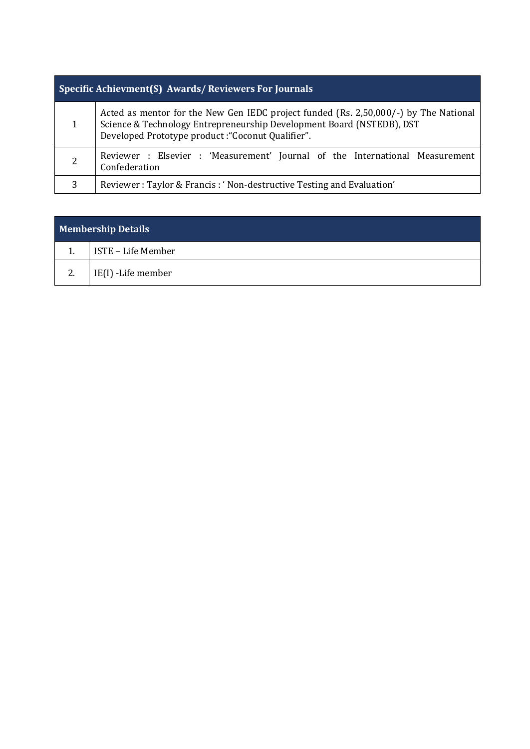| Specific Achievment(S) Awards/ Reviewers For Journals | |
|---|---|
| 1 | Acted as mentor for the New Gen IEDC project funded (Rs. 2,50,000/-) by The National Science & Technology Entrepreneurship Development Board (NSTEDB), DST<br>Developed Prototype product :"Coconut Qualifier". |
| 2 | Reviewer : Elsevier : 'Measurement' Journal of the International Measurement Confederation |
| 3 | Reviewer : Taylor & Francis : ' Non-destructive Testing and Evaluation' |

| Membership Details | |
|---|---|
| 1. | ISTE – Life Member |
| 2. | IE(I) -Life member |